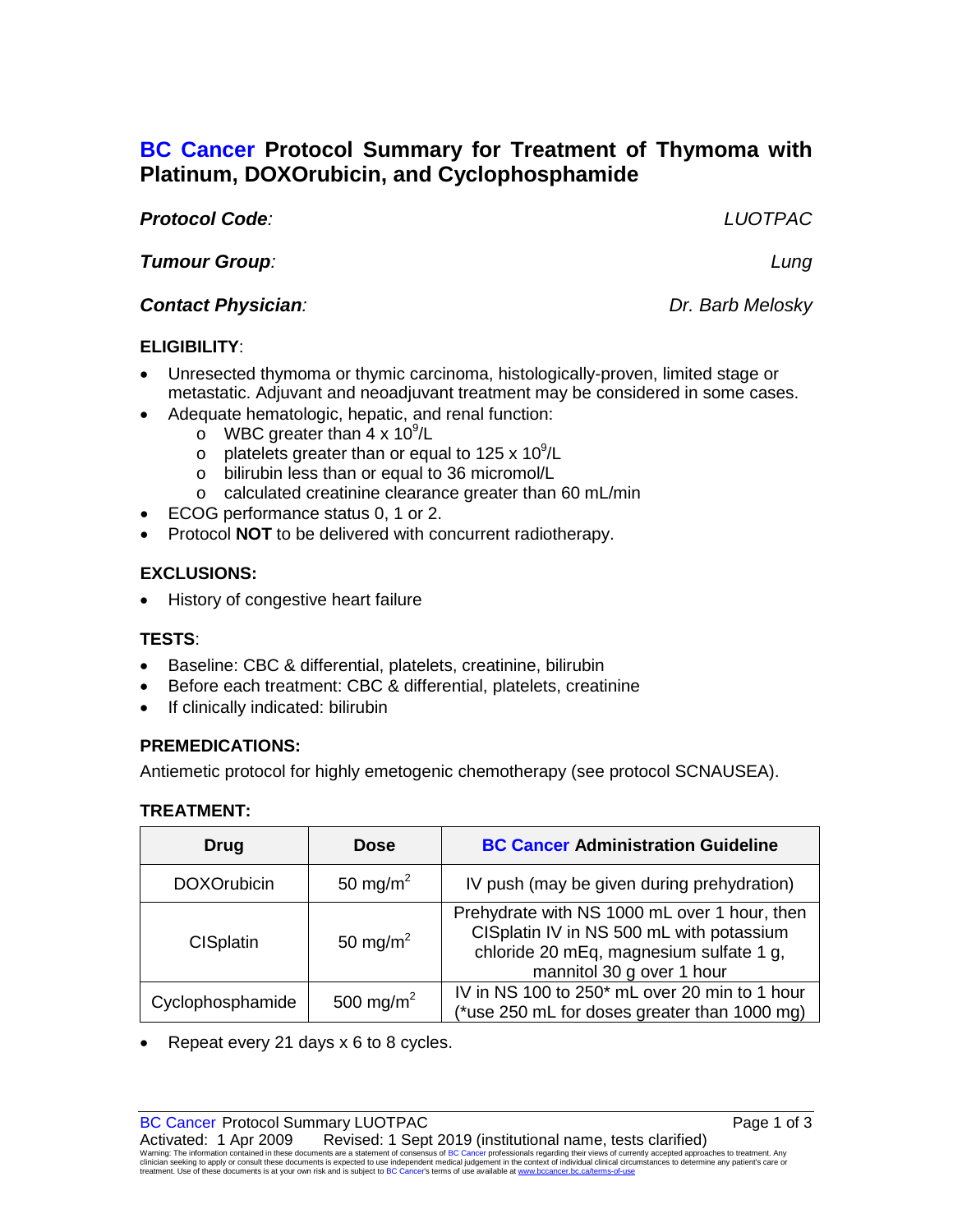# BC Cancer Protocol Summary for Treatment of Thymoma with Platinum, DOXOrubicin, and Cyclophosphamide

***Protocol Code**:* *LUOTPAC*

***Tumour Group**:* *Lung*

***Contact Physician**:* *Dr. Barb Melosky*

## ELIGIBILITY:

- Unresected thymoma or thymic carcinoma, histologically-proven, limited stage or metastatic. Adjuvant and neoadjuvant treatment may be considered in some cases.
- Adequate hematologic, hepatic, and renal function:
  - WBC greater than 4 x $10^9$/L
  - platelets greater than or equal to 125 x $10^9$/L
  - bilirubin less than or equal to 36 micromol/L
  - calculated creatinine clearance greater than 60 mL/min
- ECOG performance status 0, 1 or 2.
- Protocol **NOT** to be delivered with concurrent radiotherapy.

## EXCLUSIONS:

- History of congestive heart failure

## TESTS:

- Baseline: CBC & differential, platelets, creatinine, bilirubin
- Before each treatment: CBC & differential, platelets, creatinine
- If clinically indicated: bilirubin

## PREMEDICATIONS:

Antiemetic protocol for highly emetogenic chemotherapy (see protocol SCNAUSEA).

## TREATMENT:

| Drug | Dose | BC Cancer Administration Guideline |
|---|---|---|
| DOXOrubicin | 50 mg/m$^2$ | IV push (may be given during prehydration) |
| CISplatin | 50 mg/m$^2$ | Prehydrate with NS 1000 mL over 1 hour, then CISplatin IV in NS 500 mL with potassium chloride 20 mEq, magnesium sulfate 1 g, mannitol 30 g over 1 hour |
| Cyclophosphamide | 500 mg/m$^2$ | IV in NS 100 to 250* mL over 20 min to 1 hour (*use 250 mL for doses greater than 1000 mg) |

- Repeat every 21 days x 6 to 8 cycles.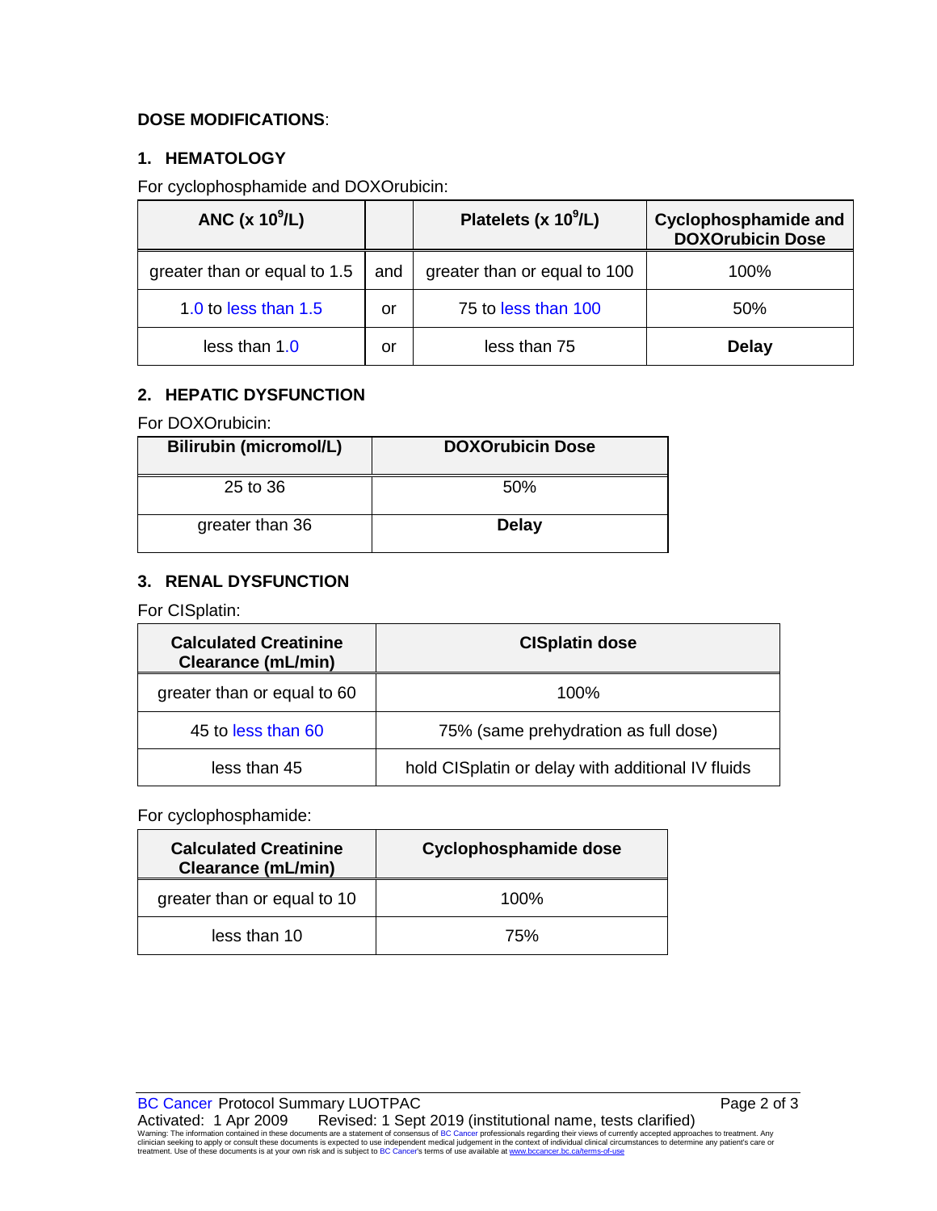**DOSE MODIFICATIONS**:

### 1. HEMATOLOGY

For cyclophosphamide and DOXOrubicin:

| ANC (x $10^9$/L) | | Platelets (x $10^9$/L) | Cyclophosphamide and DOXOrubicin Dose |
|---|---|---|---|
| greater than or equal to 1.5 | and | greater than or equal to 100 | 100% |
| 1.0 to less than 1.5 | or | 75 to less than 100 | 50% |
| less than 1.0 | or | less than 75 | **Delay** |

### 2. HEPATIC DYSFUNCTION

For DOXOrubicin:

| Bilirubin (micromol/L) | DOXOrubicin Dose |
|---|---|
| 25 to 36 | 50% |
| greater than 36 | **Delay** |

### 3. RENAL DYSFUNCTION

For CISplatin:

| Calculated Creatinine Clearance (mL/min) | CISplatin dose |
|---|---|
| greater than or equal to 60 | 100% |
| 45 to less than 60 | 75% (same prehydration as full dose) |
| less than 45 | hold CISplatin or delay with additional IV fluids |

For cyclophosphamide:

| Calculated Creatinine Clearance (mL/min) | Cyclophosphamide dose |
|---|---|
| greater than or equal to 10 | 100% |
| less than 10 | 75% |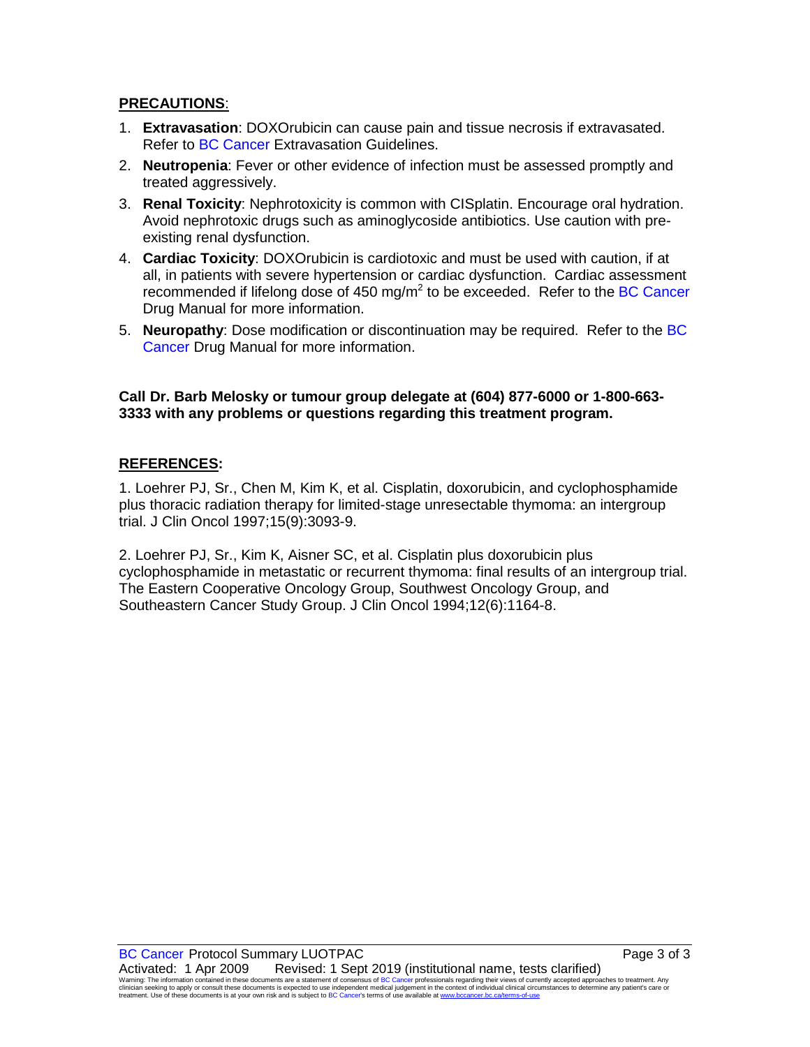**PRECAUTIONS**:

1. **Extravasation**: DOXOrubicin can cause pain and tissue necrosis if extravasated. Refer to BC Cancer Extravasation Guidelines.
2. **Neutropenia**: Fever or other evidence of infection must be assessed promptly and treated aggressively.
3. **Renal Toxicity**: Nephrotoxicity is common with CISplatin. Encourage oral hydration. Avoid nephrotoxic drugs such as aminoglycoside antibiotics. Use caution with pre-existing renal dysfunction.
4. **Cardiac Toxicity**: DOXOrubicin is cardiotoxic and must be used with caution, if at all, in patients with severe hypertension or cardiac dysfunction. Cardiac assessment recommended if lifelong dose of 450 mg/m$^2$ to be exceeded. Refer to the BC Cancer Drug Manual for more information.
5. **Neuropathy**: Dose modification or discontinuation may be required. Refer to the BC Cancer Drug Manual for more information.

**Call Dr. Barb Melosky or tumour group delegate at (604) 877-6000 or 1-800-663-3333 with any problems or questions regarding this treatment program.**

**REFERENCES:**

1. Loehrer PJ, Sr., Chen M, Kim K, et al. Cisplatin, doxorubicin, and cyclophosphamide plus thoracic radiation therapy for limited-stage unresectable thymoma: an intergroup trial. J Clin Oncol 1997;15(9):3093-9.

2. Loehrer PJ, Sr., Kim K, Aisner SC, et al. Cisplatin plus doxorubicin plus cyclophosphamide in metastatic or recurrent thymoma: final results of an intergroup trial. The Eastern Cooperative Oncology Group, Southwest Oncology Group, and Southeastern Cancer Study Group. J Clin Oncol 1994;12(6):1164-8.